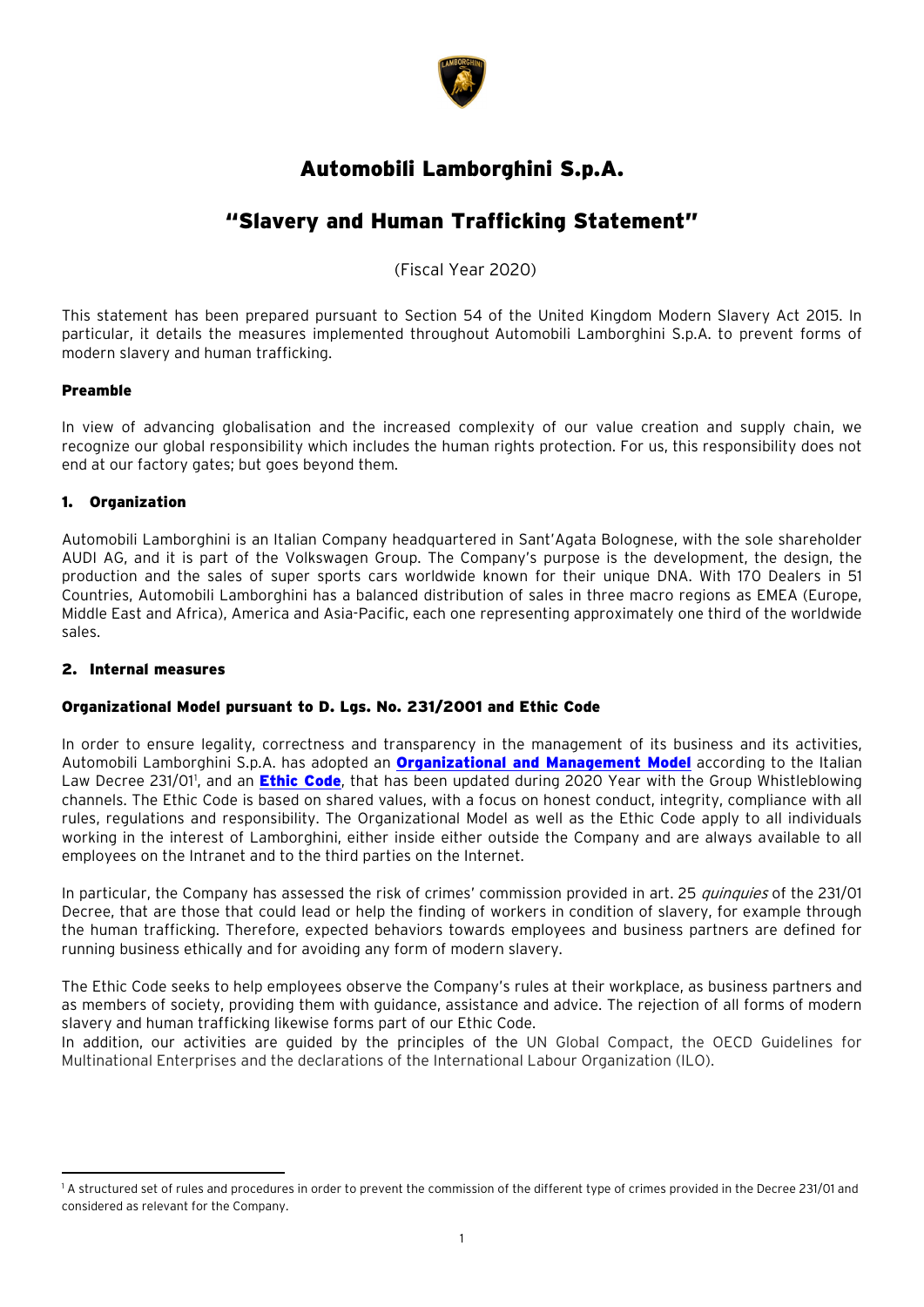# Automobili Lamborghini S.p.A.

## "Slavery and Human Trafficking Statement"

(Fiscal Year 2020)

This statement has been prepared pursuant to Section 54 of the United Kingdom Modern Slavery Act 2015. In particular, it details the measures implemented throughout Automobili Lamborghini S.p.A. to prevent forms of modern slavery and human trafficking.

### Preamble

In view of advancing globalisation and the increased complexity of our value creation and supply chain, we recognize our global responsibility which includes the human rights protection. For us, this responsibility does not end at our factory gates; but goes beyond them.

### 1. Organization

Automobili Lamborghini is an Italian Company headquartered in Sant'Agata Bolognese, with the sole shareholder AUDI AG, and it is part of the Volkswagen Group. The Company's purpose is the development, the design, the production and the sales of super sports cars worldwide known for their unique DNA. With 170 Dealers in 51 Countries, Automobili Lamborghini has a balanced distribution of sales in three macro regions as EMEA (Europe, Middle East and Africa), America and Asia-Pacific, each one representing approximately one third of the worldwide sales.

### 2. Internal measures

#### Organizational Model pursuant to D. Lgs. No. 231/2001 and Ethic Code

In order to ensure legality, correctness and transparency in the management of its business and its activities, Automobili Lamborghini S.p.A. has adopted an **Organizational and Management Model** according to the Italian Law Decree 231/01[1], and an **Ethic Code**, that has been updated during 2020 Year with the Group Whistleblowing channels. The Ethic Code is based on shared values, with a focus on honest conduct, integrity, compliance with all rules, regulations and responsibility. The Organizational Model as well as the Ethic Code apply to all individuals working in the interest of Lamborghini, either inside either outside the Company and are always available to all employees on the Intranet and to the third parties on the Internet.

In particular, the Company has assessed the risk of crimes' commission provided in art. 25 *quinquies* of the 231/01 Decree, that are those that could lead or help the finding of workers in condition of slavery, for example through the human trafficking. Therefore, expected behaviors towards employees and business partners are defined for running business ethically and for avoiding any form of modern slavery.

The Ethic Code seeks to help employees observe the Company's rules at their workplace, as business partners and as members of society, providing them with guidance, assistance and advice. The rejection of all forms of modern slavery and human trafficking likewise forms part of our Ethic Code.
In addition, our activities are guided by the principles of the UN Global Compact, the OECD Guidelines for Multinational Enterprises and the declarations of the International Labour Organization (ILO).

[1] A structured set of rules and procedures in order to prevent the commission of the different type of crimes provided in the Decree 231/01 and considered as relevant for the Company.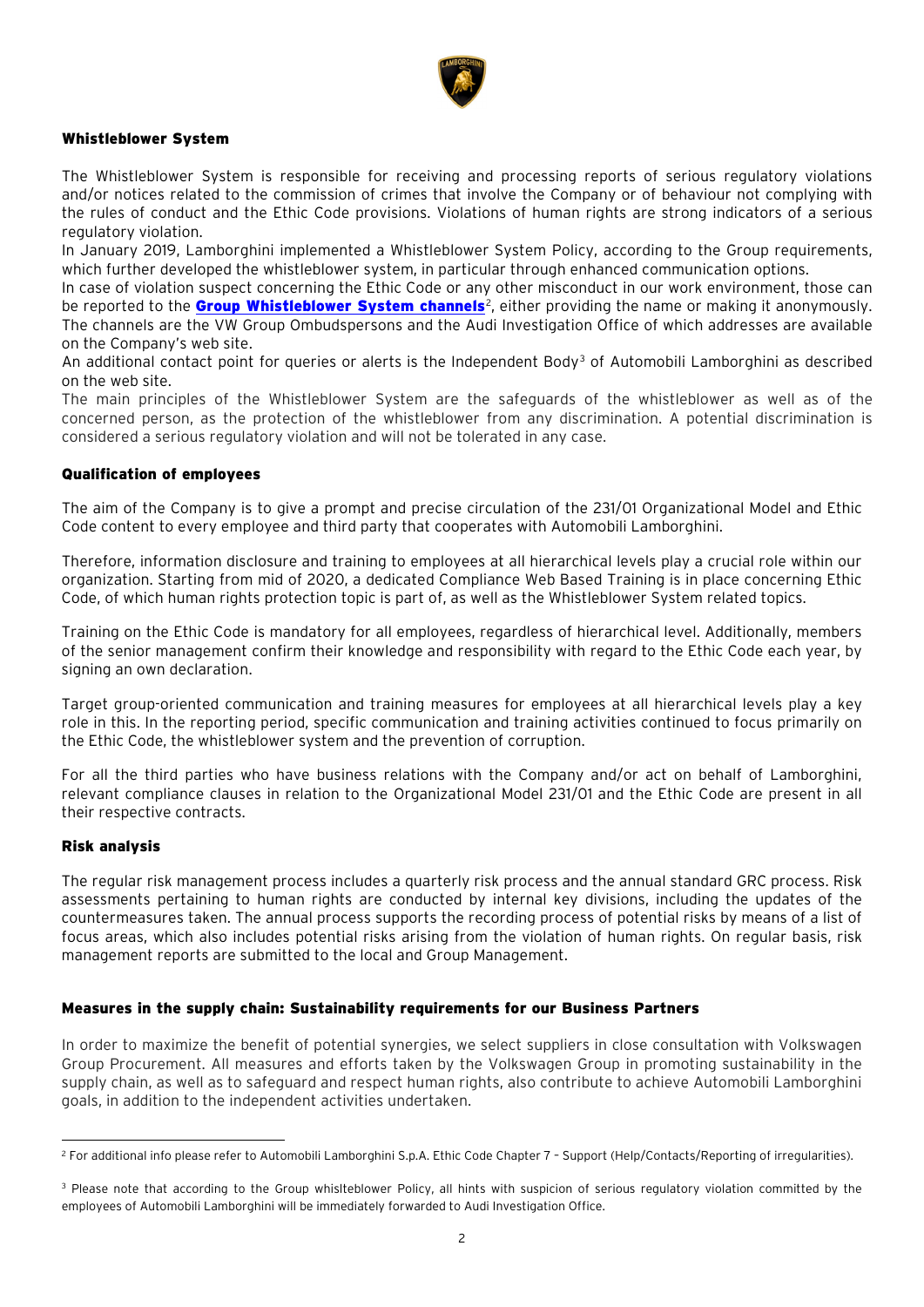## Whistleblower System

The Whistleblower System is responsible for receiving and processing reports of serious regulatory violations and/or notices related to the commission of crimes that involve the Company or of behaviour not complying with the rules of conduct and the Ethic Code provisions. Violations of human rights are strong indicators of a serious regulatory violation.

In January 2019, Lamborghini implemented a Whistleblower System Policy, according to the Group requirements, which further developed the whistleblower system, in particular through enhanced communication options.

In case of violation suspect concerning the Ethic Code or any other misconduct in our work environment, those can be reported to the **Group Whistleblower System channels**[2], either providing the name or making it anonymously. The channels are the VW Group Ombudspersons and the Audi Investigation Office of which addresses are available on the Company's web site.

An additional contact point for queries or alerts is the Independent Body[3] of Automobili Lamborghini as described on the web site.

The main principles of the Whistleblower System are the safeguards of the whistleblower as well as of the concerned person, as the protection of the whistleblower from any discrimination. A potential discrimination is considered a serious regulatory violation and will not be tolerated in any case.

## Qualification of employees

The aim of the Company is to give a prompt and precise circulation of the 231/01 Organizational Model and Ethic Code content to every employee and third party that cooperates with Automobili Lamborghini.

Therefore, information disclosure and training to employees at all hierarchical levels play a crucial role within our organization. Starting from mid of 2020, a dedicated Compliance Web Based Training is in place concerning Ethic Code, of which human rights protection topic is part of, as well as the Whistleblower System related topics.

Training on the Ethic Code is mandatory for all employees, regardless of hierarchical level. Additionally, members of the senior management confirm their knowledge and responsibility with regard to the Ethic Code each year, by signing an own declaration.

Target group-oriented communication and training measures for employees at all hierarchical levels play a key role in this. In the reporting period, specific communication and training activities continued to focus primarily on the Ethic Code, the whistleblower system and the prevention of corruption.

For all the third parties who have business relations with the Company and/or act on behalf of Lamborghini, relevant compliance clauses in relation to the Organizational Model 231/01 and the Ethic Code are present in all their respective contracts.

## Risk analysis

The regular risk management process includes a quarterly risk process and the annual standard GRC process. Risk assessments pertaining to human rights are conducted by internal key divisions, including the updates of the countermeasures taken. The annual process supports the recording process of potential risks by means of a list of focus areas, which also includes potential risks arising from the violation of human rights. On regular basis, risk management reports are submitted to the local and Group Management.

## Measures in the supply chain: Sustainability requirements for our Business Partners

In order to maximize the benefit of potential synergies, we select suppliers in close consultation with Volkswagen Group Procurement. All measures and efforts taken by the Volkswagen Group in promoting sustainability in the supply chain, as well as to safeguard and respect human rights, also contribute to achieve Automobili Lamborghini goals, in addition to the independent activities undertaken.

---

[2] For additional info please refer to Automobili Lamborghini S.p.A. Ethic Code Chapter 7 – Support (Help/Contacts/Reporting of irregularities).

[3] Please note that according to the Group whislteblower Policy, all hints with suspicion of serious regulatory violation committed by the employees of Automobili Lamborghini will be immediately forwarded to Audi Investigation Office.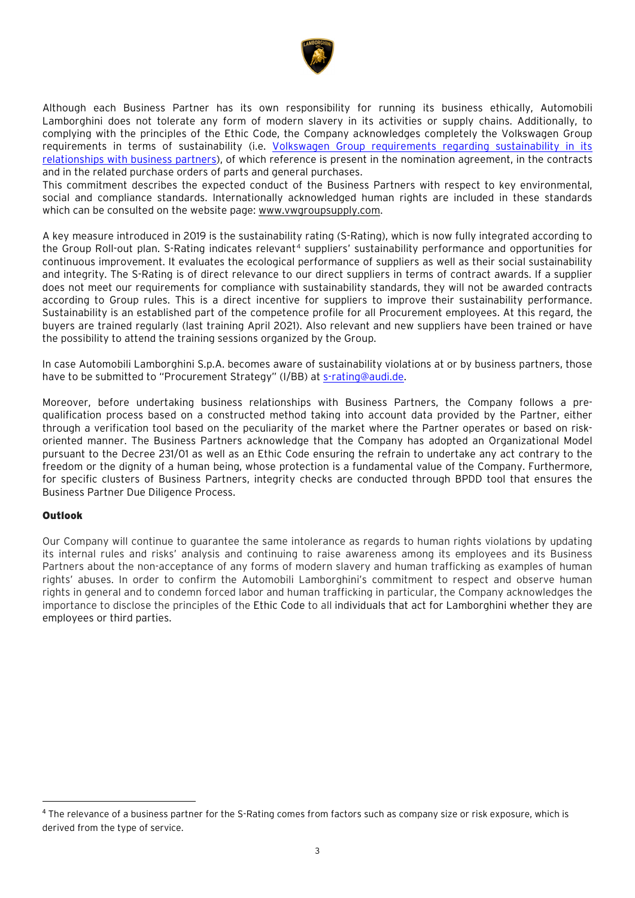Although each Business Partner has its own responsibility for running its business ethically, Automobili Lamborghini does not tolerate any form of modern slavery in its activities or supply chains. Additionally, to complying with the principles of the Ethic Code, the Company acknowledges completely the Volkswagen Group requirements in terms of sustainability (i.e. [Volkswagen Group requirements regarding sustainability in its relationships with business partners](Volkswagen Group requirements regarding sustainability in its relationships with business partners)), of which reference is present in the nomination agreement, in the contracts and in the related purchase orders of parts and general purchases.
This commitment describes the expected conduct of the Business Partners with respect to key environmental, social and compliance standards. Internationally acknowledged human rights are included in these standards which can be consulted on the website page: www.vwgroupsupply.com.

A key measure introduced in 2019 is the sustainability rating (S-Rating), which is now fully integrated according to the Group Roll-out plan. S-Rating indicates relevant[4] suppliers' sustainability performance and opportunities for continuous improvement. It evaluates the ecological performance of suppliers as well as their social sustainability and integrity. The S-Rating is of direct relevance to our direct suppliers in terms of contract awards. If a supplier does not meet our requirements for compliance with sustainability standards, they will not be awarded contracts according to Group rules. This is a direct incentive for suppliers to improve their sustainability performance. Sustainability is an established part of the competence profile for all Procurement employees. At this regard, the buyers are trained regularly (last training April 2021). Also relevant and new suppliers have been trained or have the possibility to attend the training sessions organized by the Group.

In case Automobili Lamborghini S.p.A. becomes aware of sustainability violations at or by business partners, those have to be submitted to "Procurement Strategy" (I/BB) at s-rating@audi.de.

Moreover, before undertaking business relationships with Business Partners, the Company follows a pre-qualification process based on a constructed method taking into account data provided by the Partner, either through a verification tool based on the peculiarity of the market where the Partner operates or based on risk-oriented manner. The Business Partners acknowledge that the Company has adopted an Organizational Model pursuant to the Decree 231/01 as well as an Ethic Code ensuring the refrain to undertake any act contrary to the freedom or the dignity of a human being, whose protection is a fundamental value of the Company. Furthermore, for specific clusters of Business Partners, integrity checks are conducted through BPDD tool that ensures the Business Partner Due Diligence Process.

## Outlook

Our Company will continue to guarantee the same intolerance as regards to human rights violations by updating its internal rules and risks' analysis and continuing to raise awareness among its employees and its Business Partners about the non-acceptance of any forms of modern slavery and human trafficking as examples of human rights' abuses. In order to confirm the Automobili Lamborghini's commitment to respect and observe human rights in general and to condemn forced labor and human trafficking in particular, the Company acknowledges the importance to disclose the principles of the Ethic Code to all individuals that act for Lamborghini whether they are employees or third parties.

---

[4] The relevance of a business partner for the S-Rating comes from factors such as company size or risk exposure, which is derived from the type of service.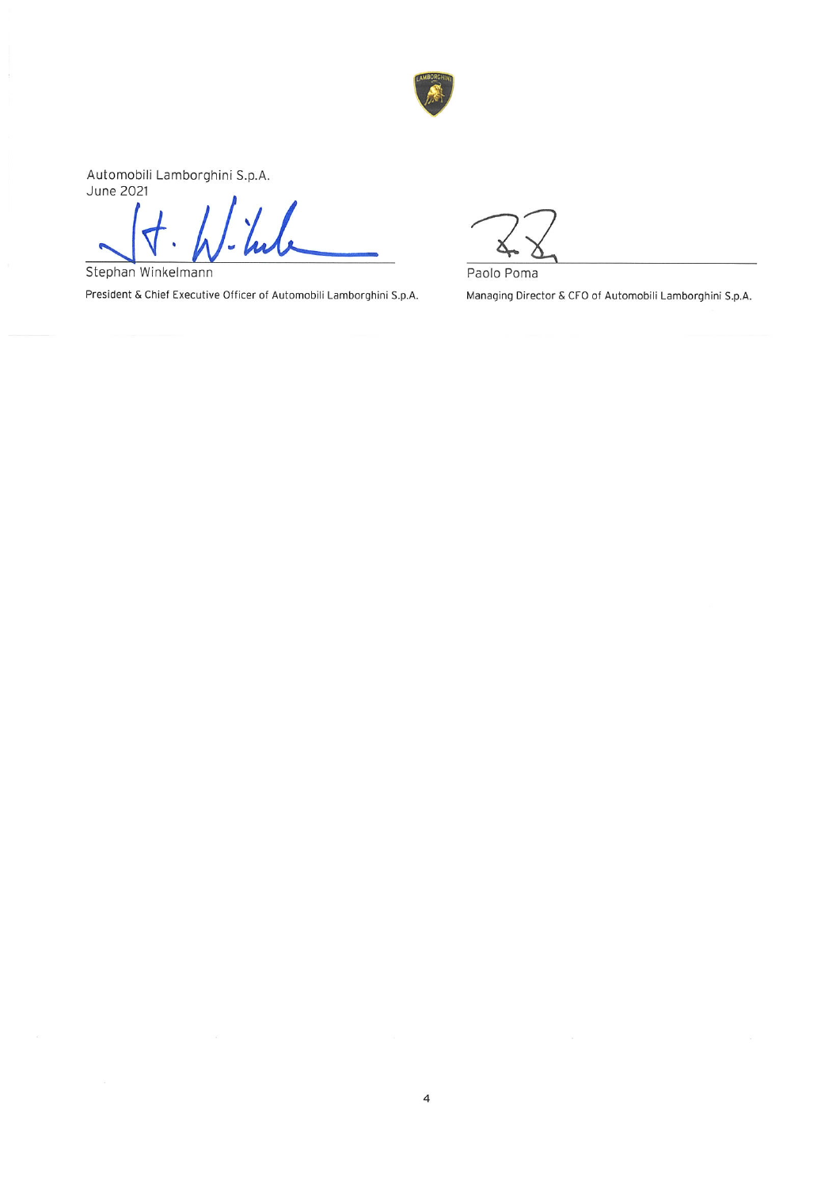Automobili Lamborghini S.p.A.
June 2021

Stephan Winkelmann

President & Chief Executive Officer of Automobili Lamborghini S.p.A.

Paolo Poma

Managing Director & CFO of Automobili Lamborghini S.p.A.